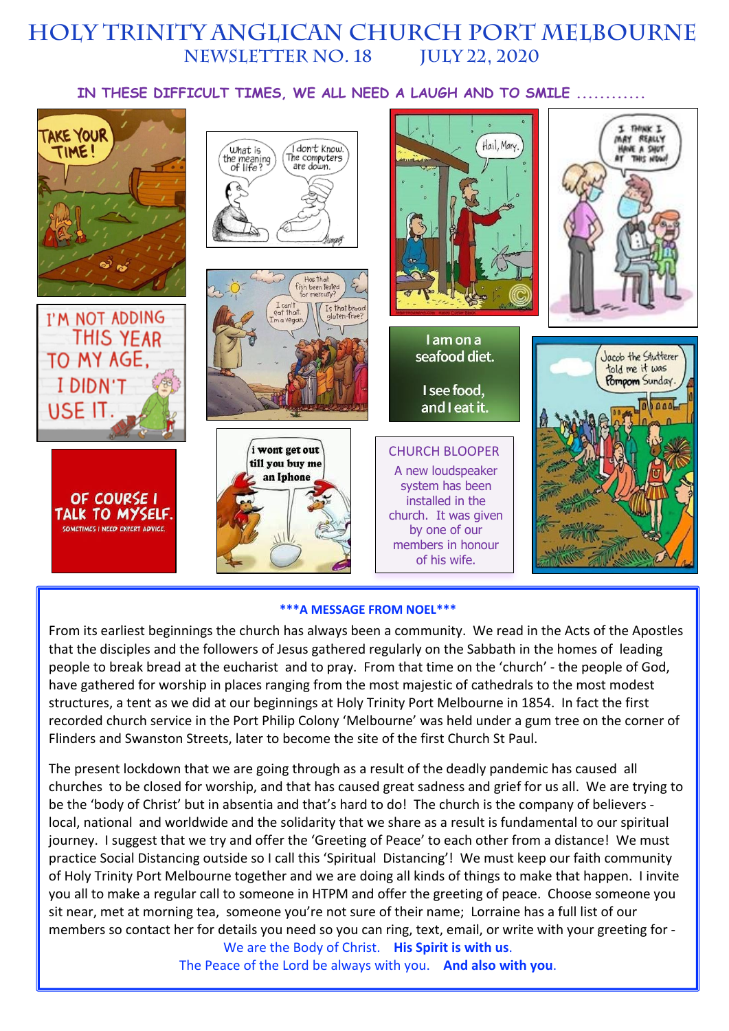# HOLY TRINITY ANGLICAN CHURCH PORT MELBOURNE

## NEWSLETTER NO. 18 JULY 22, 2020

### IN THESE DIFFICULT TIMES, WE ALL NEED A LAUGH AND TO SMILE ............

TAKE YOUR TIME!

What is the meaning of life? I don't know. The computers are down.

Hail, Mary.

I THINK I MAY REALLY HAVE A SHOT AT THIS NOW!

I'M NOT ADDING THIS YEAR TO MY AGE, I DIDN'T USE IT.

Has that fish been tested for mercury? I can't eat that. I'm a vegan. Is that bread gluten-free?

I am on a seafood diet.

I see food, and I eat it.

Jacob the Stutterer told me it was Pompom Sunday.

OF COURSE I TALK TO MYSELF. SOMETIMES I NEED EXPERT ADVICE.

i wont get out till you buy me an Iphone

CHURCH BLOOPER

A new loudspeaker system has been installed in the church. It was given by one of our members in honour of his wife.

---

**\*\*\*A MESSAGE FROM NOEL\*\*\***

From its earliest beginnings the church has always been a community. We read in the Acts of the Apostles that the disciples and the followers of Jesus gathered regularly on the Sabbath in the homes of leading people to break bread at the eucharist and to pray. From that time on the 'church' - the people of God, have gathered for worship in places ranging from the most majestic of cathedrals to the most modest structures, a tent as we did at our beginnings at Holy Trinity Port Melbourne in 1854. In fact the first recorded church service in the Port Philip Colony 'Melbourne' was held under a gum tree on the corner of Flinders and Swanston Streets, later to become the site of the first Church St Paul.

The present lockdown that we are going through as a result of the deadly pandemic has caused all churches to be closed for worship, and that has caused great sadness and grief for us all. We are trying to be the 'body of Christ' but in absentia and that's hard to do! The church is the company of believers - local, national and worldwide and the solidarity that we share as a result is fundamental to our spiritual journey. I suggest that we try and offer the 'Greeting of Peace' to each other from a distance! We must practice Social Distancing outside so I call this 'Spiritual Distancing'! We must keep our faith community of Holy Trinity Port Melbourne together and we are doing all kinds of things to make that happen. I invite you all to make a regular call to someone in HTPM and offer the greeting of peace. Choose someone you sit near, met at morning tea, someone you're not sure of their name; Lorraine has a full list of our members so contact her for details you need so you can ring, text, email, or write with your greeting for -

We are the Body of Christ. **His Spirit is with us**.

The Peace of the Lord be always with you. **And also with you**.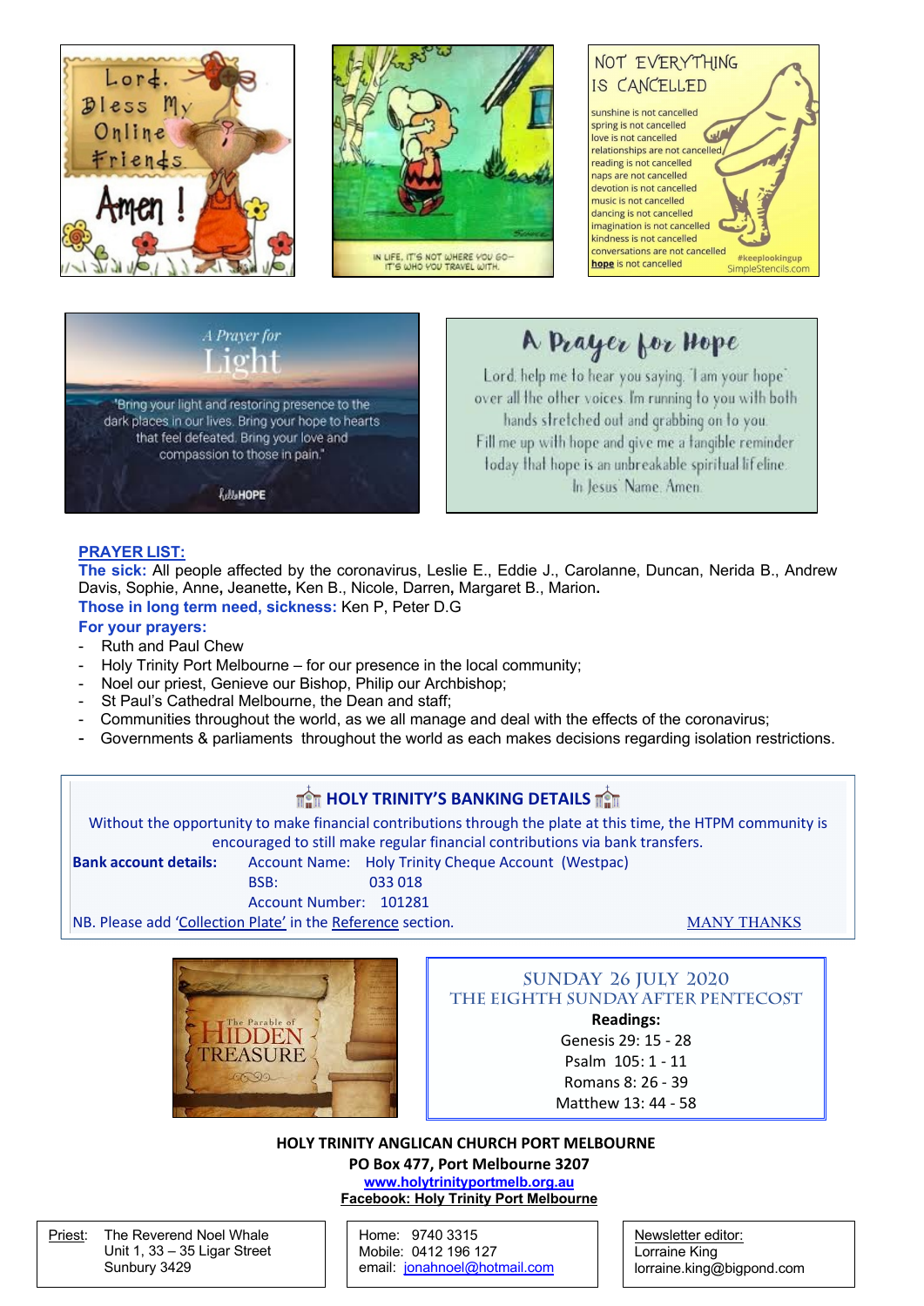Lord, Bless My Online Friends

Amen!

IN LIFE, IT'S NOT WHERE YOU GO– IT'S WHO YOU TRAVEL WITH.

NOT EVERYTHING IS CANCELLED

sunshine is not cancelled
spring is not cancelled
love is not cancelled
relationships are not cancelled
reading is not cancelled
naps are not cancelled
devotion is not cancelled
music is not cancelled
dancing is not cancelled
imagination is not cancelled
kindness is not cancelled
conversations are not cancelled
**hope** is not cancelled

#keeplookingup
SimpleStencils.com

A Prayer for Light

"Bring your light and restoring presence to the dark places in our lives. Bring your hope to hearts that feel defeated. Bring your love and compassion to those in pain."

HelloHOPE

## A Prayer for Hope

Lord, help me to hear you saying, 'I am your hope' over all the other voices. I'm running to you with both hands stretched out and grabbing on to you. Fill me up with hope and give me a tangible reminder today that hope is an unbreakable spiritual lifeline. In Jesus' Name. Amen.

## PRAYER LIST:

**The sick:** All people affected by the coronavirus, Leslie E., Eddie J., Carolanne, Duncan, Nerida B., Andrew Davis, Sophie, Anne, Jeanette, Ken B., Nicole, Darren, Margaret B., Marion.

**Those in long term need, sickness:** Ken P, Peter D.G

**For your prayers:**

- Ruth and Paul Chew
- Holy Trinity Port Melbourne – for our presence in the local community;
- Noel our priest, Genieve our Bishop, Philip our Archbishop;
- St Paul's Cathedral Melbourne, the Dean and staff;
- Communities throughout the world, as we all manage and deal with the effects of the coronavirus;
- Governments & parliaments throughout the world as each makes decisions regarding isolation restrictions.

## HOLY TRINITY'S BANKING DETAILS

Without the opportunity to make financial contributions through the plate at this time, the HTPM community is encouraged to still make regular financial contributions via bank transfers.

**Bank account details:** Account Name: Holy Trinity Cheque Account (Westpac)
BSB: 033 018
Account Number: 101281

NB. Please add 'Collection Plate' in the Reference section. MANY THANKS

The Parable of HIDDEN TREASURE

## SUNDAY 26 JULY 2020
### THE EIGHTH SUNDAY AFTER PENTECOST

**Readings:**
Genesis 29: 15 - 28
Psalm 105: 1 - 11
Romans 8: 26 - 39
Matthew 13: 44 - 58

**HOLY TRINITY ANGLICAN CHURCH PORT MELBOURNE**
**PO Box 477, Port Melbourne 3207**
**www.holytrinityportmelb.org.au**
**Facebook: Holy Trinity Port Melbourne**

Priest: The Reverend Noel Whale
Unit 1, 33 – 35 Ligar Street
Sunbury 3429

Home: 9740 3315
Mobile: 0412 196 127
email: jonahnoel@hotmail.com

Newsletter editor:
Lorraine King
lorraine.king@bigpond.com